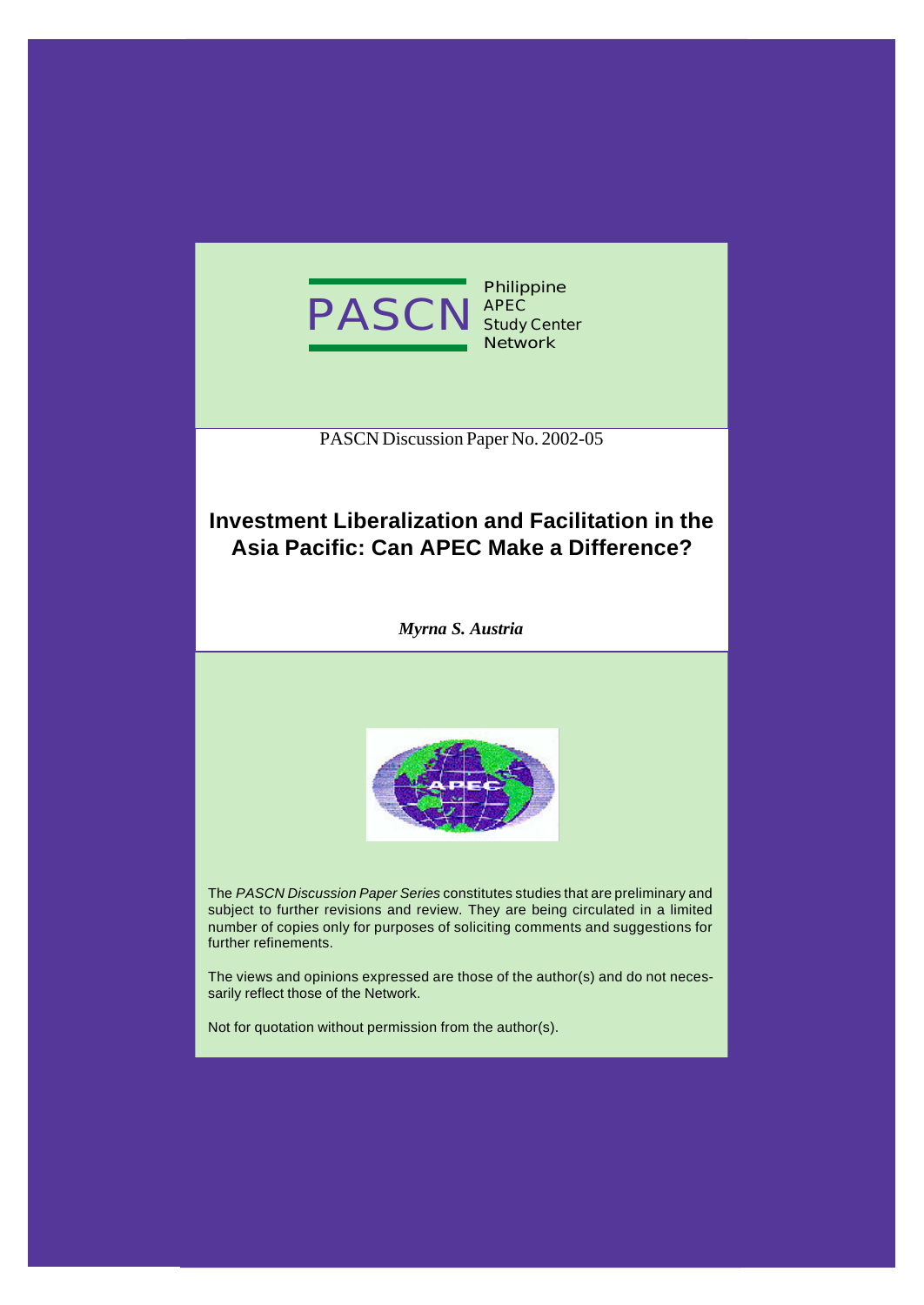PASCN Philippine APEC Study Center Network

PASCN Discussion Paper No. 2002-05

# Investment Liberalization and Facilitation in the Asia Pacific: Can APEC Make a Difference?

***Myrna S. Austria***

The *PASCN Discussion Paper Series* constitutes studies that are preliminary and subject to further revisions and review. They are being circulated in a limited number of copies only for purposes of soliciting comments and suggestions for further refinements.

The views and opinions expressed are those of the author(s) and do not necessarily reflect those of the Network.

Not for quotation without permission from the author(s).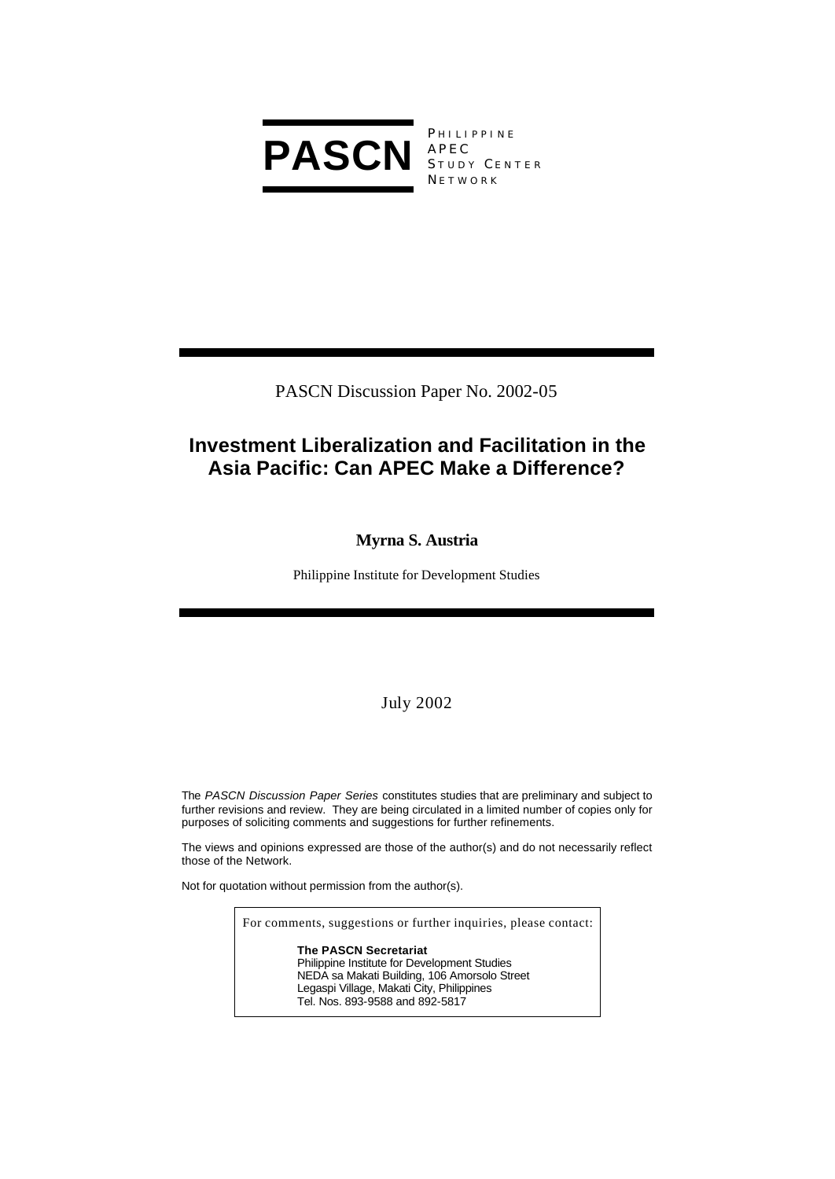**PASCN**

PHILIPPINE APEC STUDY CENTER NETWORK

PASCN Discussion Paper No. 2002-05

# Investment Liberalization and Facilitation in the Asia Pacific: Can APEC Make a Difference?

**Myrna S. Austria**

Philippine Institute for Development Studies

July 2002

The *PASCN Discussion Paper Series* constitutes studies that are preliminary and subject to further revisions and review. They are being circulated in a limited number of copies only for purposes of soliciting comments and suggestions for further refinements.

The views and opinions expressed are those of the author(s) and do not necessarily reflect those of the Network.

Not for quotation without permission from the author(s).

For comments, suggestions or further inquiries, please contact:

**The PASCN Secretariat**
Philippine Institute for Development Studies
NEDA sa Makati Building, 106 Amorsolo Street
Legaspi Village, Makati City, Philippines
Tel. Nos. 893-9588 and 892-5817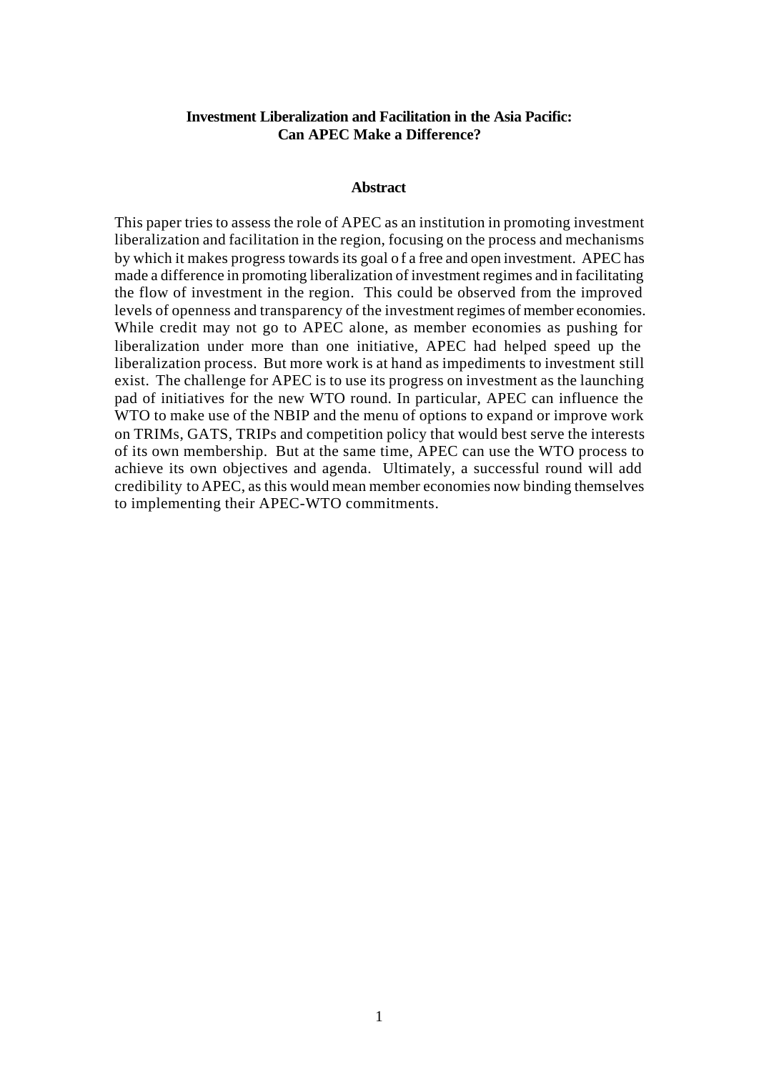# Investment Liberalization and Facilitation in the Asia Pacific: Can APEC Make a Difference?

## Abstract

This paper tries to assess the role of APEC as an institution in promoting investment liberalization and facilitation in the region, focusing on the process and mechanisms by which it makes progress towards its goal o f a free and open investment. APEC has made a difference in promoting liberalization of investment regimes and in facilitating the flow of investment in the region. This could be observed from the improved levels of openness and transparency of the investment regimes of member economies. While credit may not go to APEC alone, as member economies as pushing for liberalization under more than one initiative, APEC had helped speed up the liberalization process. But more work is at hand as impediments to investment still exist. The challenge for APEC is to use its progress on investment as the launching pad of initiatives for the new WTO round. In particular, APEC can influence the WTO to make use of the NBIP and the menu of options to expand or improve work on TRIMs, GATS, TRIPs and competition policy that would best serve the interests of its own membership. But at the same time, APEC can use the WTO process to achieve its own objectives and agenda. Ultimately, a successful round will add credibility to APEC, as this would mean member economies now binding themselves to implementing their APEC-WTO commitments.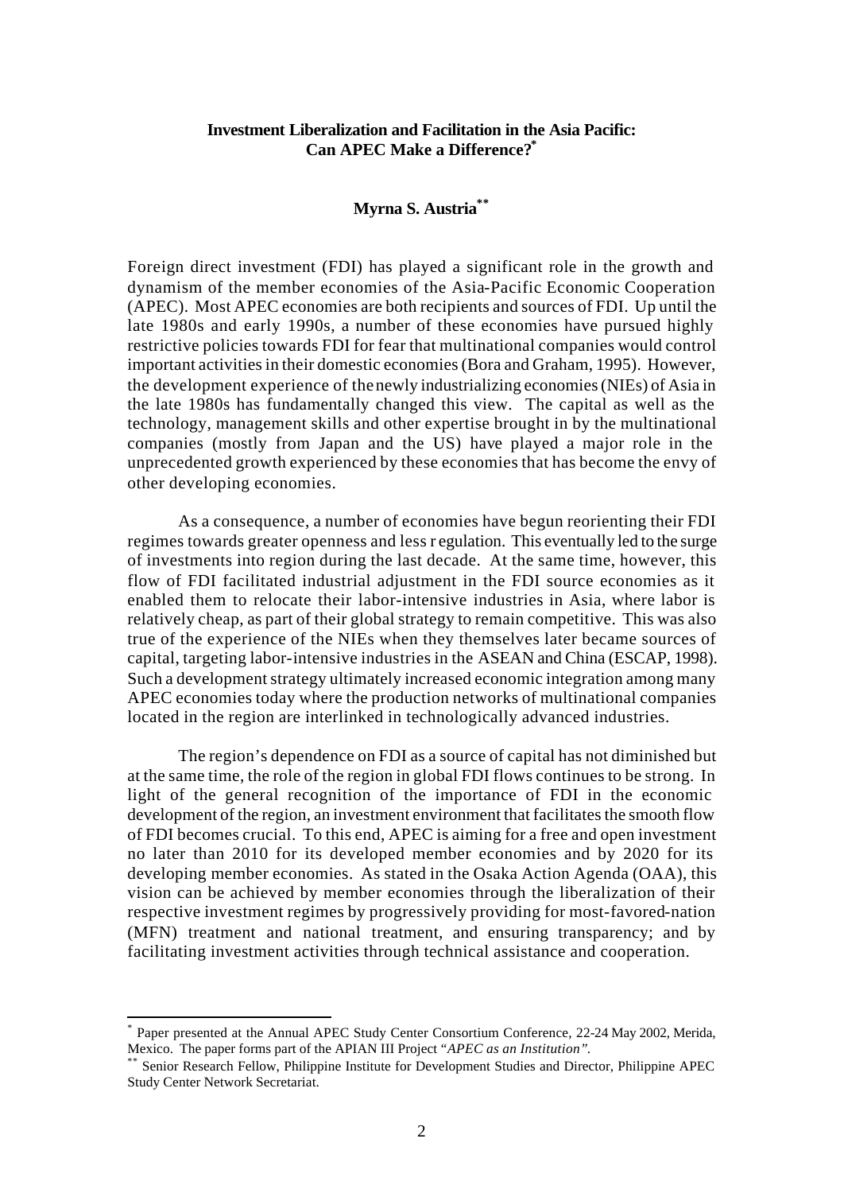**Investment Liberalization and Facilitation in the Asia Pacific: Can APEC Make a Difference?[*]**

**Myrna S. Austria[**]**

Foreign direct investment (FDI) has played a significant role in the growth and dynamism of the member economies of the Asia-Pacific Economic Cooperation (APEC). Most APEC economies are both recipients and sources of FDI. Up until the late 1980s and early 1990s, a number of these economies have pursued highly restrictive policies towards FDI for fear that multinational companies would control important activities in their domestic economies (Bora and Graham, 1995). However, the development experience of the newly industrializing economies (NIEs) of Asia in the late 1980s has fundamentally changed this view. The capital as well as the technology, management skills and other expertise brought in by the multinational companies (mostly from Japan and the US) have played a major role in the unprecedented growth experienced by these economies that has become the envy of other developing economies.

As a consequence, a number of economies have begun reorienting their FDI regimes towards greater openness and less r egulation. This eventually led to the surge of investments into region during the last decade. At the same time, however, this flow of FDI facilitated industrial adjustment in the FDI source economies as it enabled them to relocate their labor-intensive industries in Asia, where labor is relatively cheap, as part of their global strategy to remain competitive. This was also true of the experience of the NIEs when they themselves later became sources of capital, targeting labor-intensive industries in the ASEAN and China (ESCAP, 1998). Such a development strategy ultimately increased economic integration among many APEC economies today where the production networks of multinational companies located in the region are interlinked in technologically advanced industries.

The region's dependence on FDI as a source of capital has not diminished but at the same time, the role of the region in global FDI flows continues to be strong. In light of the general recognition of the importance of FDI in the economic development of the region, an investment environment that facilitates the smooth flow of FDI becomes crucial. To this end, APEC is aiming for a free and open investment no later than 2010 for its developed member economies and by 2020 for its developing member economies. As stated in the Osaka Action Agenda (OAA), this vision can be achieved by member economies through the liberalization of their respective investment regimes by progressively providing for most-favored-nation (MFN) treatment and national treatment, and ensuring transparency; and by facilitating investment activities through technical assistance and cooperation.

---

[*] Paper presented at the Annual APEC Study Center Consortium Conference, 22-24 May 2002, Merida, Mexico. The paper forms part of the APIAN III Project "*APEC as an Institution*".

[**] Senior Research Fellow, Philippine Institute for Development Studies and Director, Philippine APEC Study Center Network Secretariat.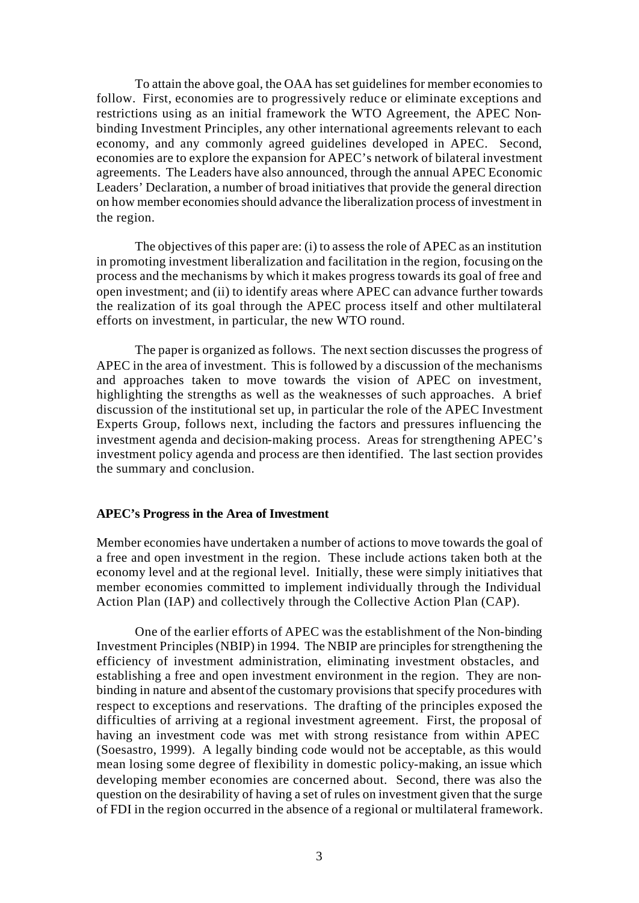To attain the above goal, the OAA has set guidelines for member economies to follow. First, economies are to progressively reduce or eliminate exceptions and restrictions using as an initial framework the WTO Agreement, the APEC Non-binding Investment Principles, any other international agreements relevant to each economy, and any commonly agreed guidelines developed in APEC. Second, economies are to explore the expansion for APEC's network of bilateral investment agreements. The Leaders have also announced, through the annual APEC Economic Leaders' Declaration, a number of broad initiatives that provide the general direction on how member economies should advance the liberalization process of investment in the region.

The objectives of this paper are: (i) to assess the role of APEC as an institution in promoting investment liberalization and facilitation in the region, focusing on the process and the mechanisms by which it makes progress towards its goal of free and open investment; and (ii) to identify areas where APEC can advance further towards the realization of its goal through the APEC process itself and other multilateral efforts on investment, in particular, the new WTO round.

The paper is organized as follows. The next section discusses the progress of APEC in the area of investment. This is followed by a discussion of the mechanisms and approaches taken to move towards the vision of APEC on investment, highlighting the strengths as well as the weaknesses of such approaches. A brief discussion of the institutional set up, in particular the role of the APEC Investment Experts Group, follows next, including the factors and pressures influencing the investment agenda and decision-making process. Areas for strengthening APEC's investment policy agenda and process are then identified. The last section provides the summary and conclusion.

## APEC's Progress in the Area of Investment

Member economies have undertaken a number of actions to move towards the goal of a free and open investment in the region. These include actions taken both at the economy level and at the regional level. Initially, these were simply initiatives that member economies committed to implement individually through the Individual Action Plan (IAP) and collectively through the Collective Action Plan (CAP).

One of the earlier efforts of APEC was the establishment of the Non-binding Investment Principles (NBIP) in 1994. The NBIP are principles for strengthening the efficiency of investment administration, eliminating investment obstacles, and establishing a free and open investment environment in the region. They are non-binding in nature and absent of the customary provisions that specify procedures with respect to exceptions and reservations. The drafting of the principles exposed the difficulties of arriving at a regional investment agreement. First, the proposal of having an investment code was met with strong resistance from within APEC (Soesastro, 1999). A legally binding code would not be acceptable, as this would mean losing some degree of flexibility in domestic policy-making, an issue which developing member economies are concerned about. Second, there was also the question on the desirability of having a set of rules on investment given that the surge of FDI in the region occurred in the absence of a regional or multilateral framework.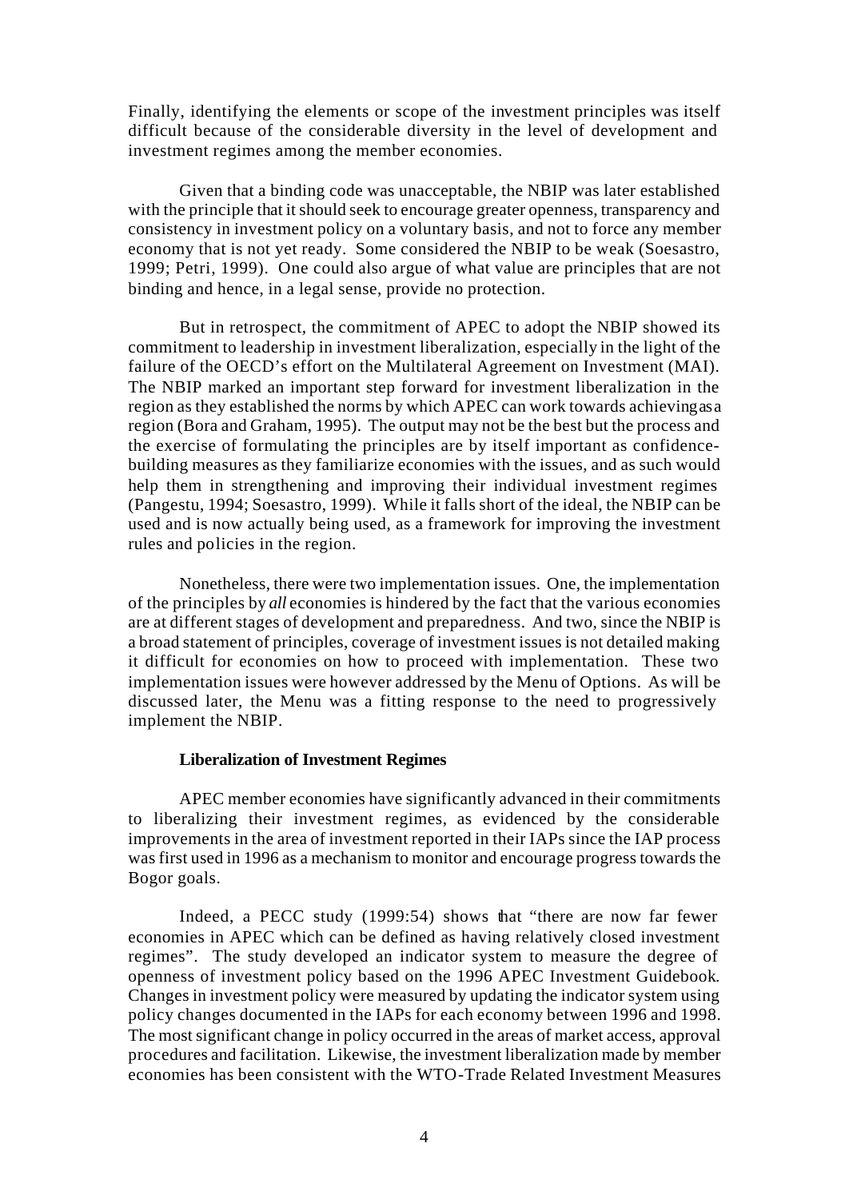Finally, identifying the elements or scope of the investment principles was itself difficult because of the considerable diversity in the level of development and investment regimes among the member economies.

Given that a binding code was unacceptable, the NBIP was later established with the principle that it should seek to encourage greater openness, transparency and consistency in investment policy on a voluntary basis, and not to force any member economy that is not yet ready. Some considered the NBIP to be weak (Soesastro, 1999; Petri, 1999). One could also argue of what value are principles that are not binding and hence, in a legal sense, provide no protection.

But in retrospect, the commitment of APEC to adopt the NBIP showed its commitment to leadership in investment liberalization, especially in the light of the failure of the OECD's effort on the Multilateral Agreement on Investment (MAI). The NBIP marked an important step forward for investment liberalization in the region as they established the norms by which APEC can work towards achieving as a region (Bora and Graham, 1995). The output may not be the best but the process and the exercise of formulating the principles are by itself important as confidence-building measures as they familiarize economies with the issues, and as such would help them in strengthening and improving their individual investment regimes (Pangestu, 1994; Soesastro, 1999). While it falls short of the ideal, the NBIP can be used and is now actually being used, as a framework for improving the investment rules and policies in the region.

Nonetheless, there were two implementation issues. One, the implementation of the principles by *all* economies is hindered by the fact that the various economies are at different stages of development and preparedness. And two, since the NBIP is a broad statement of principles, coverage of investment issues is not detailed making it difficult for economies on how to proceed with implementation. These two implementation issues were however addressed by the Menu of Options. As will be discussed later, the Menu was a fitting response to the need to progressively implement the NBIP.

**Liberalization of Investment Regimes**

APEC member economies have significantly advanced in their commitments to liberalizing their investment regimes, as evidenced by the considerable improvements in the area of investment reported in their IAPs since the IAP process was first used in 1996 as a mechanism to monitor and encourage progress towards the Bogor goals.

Indeed, a PECC study (1999:54) shows that "there are now far fewer economies in APEC which can be defined as having relatively closed investment regimes". The study developed an indicator system to measure the degree of openness of investment policy based on the 1996 APEC Investment Guidebook. Changes in investment policy were measured by updating the indicator system using policy changes documented in the IAPs for each economy between 1996 and 1998. The most significant change in policy occurred in the areas of market access, approval procedures and facilitation. Likewise, the investment liberalization made by member economies has been consistent with the WTO-Trade Related Investment Measures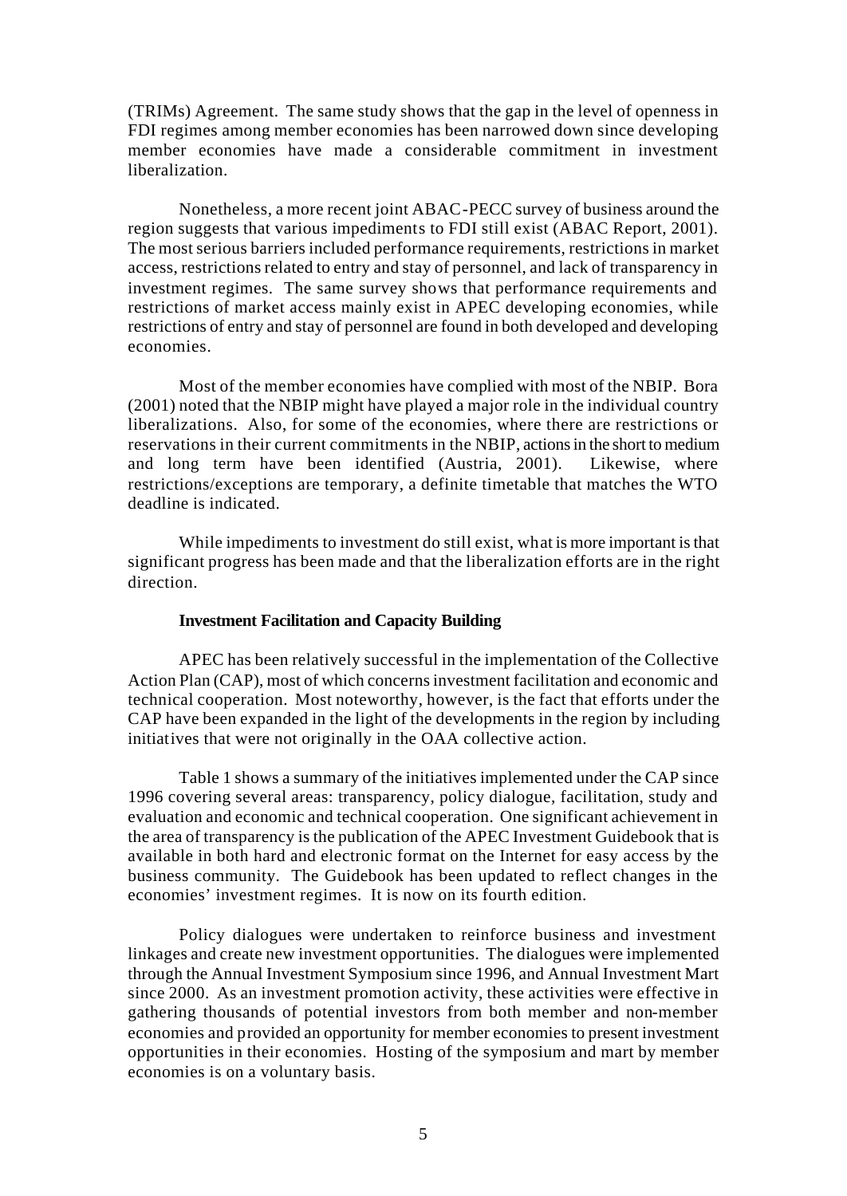(TRIMs) Agreement. The same study shows that the gap in the level of openness in FDI regimes among member economies has been narrowed down since developing member economies have made a considerable commitment in investment liberalization.

Nonetheless, a more recent joint ABAC-PECC survey of business around the region suggests that various impediments to FDI still exist (ABAC Report, 2001). The most serious barriers included performance requirements, restrictions in market access, restrictions related to entry and stay of personnel, and lack of transparency in investment regimes. The same survey shows that performance requirements and restrictions of market access mainly exist in APEC developing economies, while restrictions of entry and stay of personnel are found in both developed and developing economies.

Most of the member economies have complied with most of the NBIP. Bora (2001) noted that the NBIP might have played a major role in the individual country liberalizations. Also, for some of the economies, where there are restrictions or reservations in their current commitments in the NBIP, actions in the short to medium and long term have been identified (Austria, 2001). Likewise, where restrictions/exceptions are temporary, a definite timetable that matches the WTO deadline is indicated.

While impediments to investment do still exist, what is more important is that significant progress has been made and that the liberalization efforts are in the right direction.

**Investment Facilitation and Capacity Building**

APEC has been relatively successful in the implementation of the Collective Action Plan (CAP), most of which concerns investment facilitation and economic and technical cooperation. Most noteworthy, however, is the fact that efforts under the CAP have been expanded in the light of the developments in the region by including initiatives that were not originally in the OAA collective action.

Table 1 shows a summary of the initiatives implemented under the CAP since 1996 covering several areas: transparency, policy dialogue, facilitation, study and evaluation and economic and technical cooperation. One significant achievement in the area of transparency is the publication of the APEC Investment Guidebook that is available in both hard and electronic format on the Internet for easy access by the business community. The Guidebook has been updated to reflect changes in the economies' investment regimes. It is now on its fourth edition.

Policy dialogues were undertaken to reinforce business and investment linkages and create new investment opportunities. The dialogues were implemented through the Annual Investment Symposium since 1996, and Annual Investment Mart since 2000. As an investment promotion activity, these activities were effective in gathering thousands of potential investors from both member and non-member economies and provided an opportunity for member economies to present investment opportunities in their economies. Hosting of the symposium and mart by member economies is on a voluntary basis.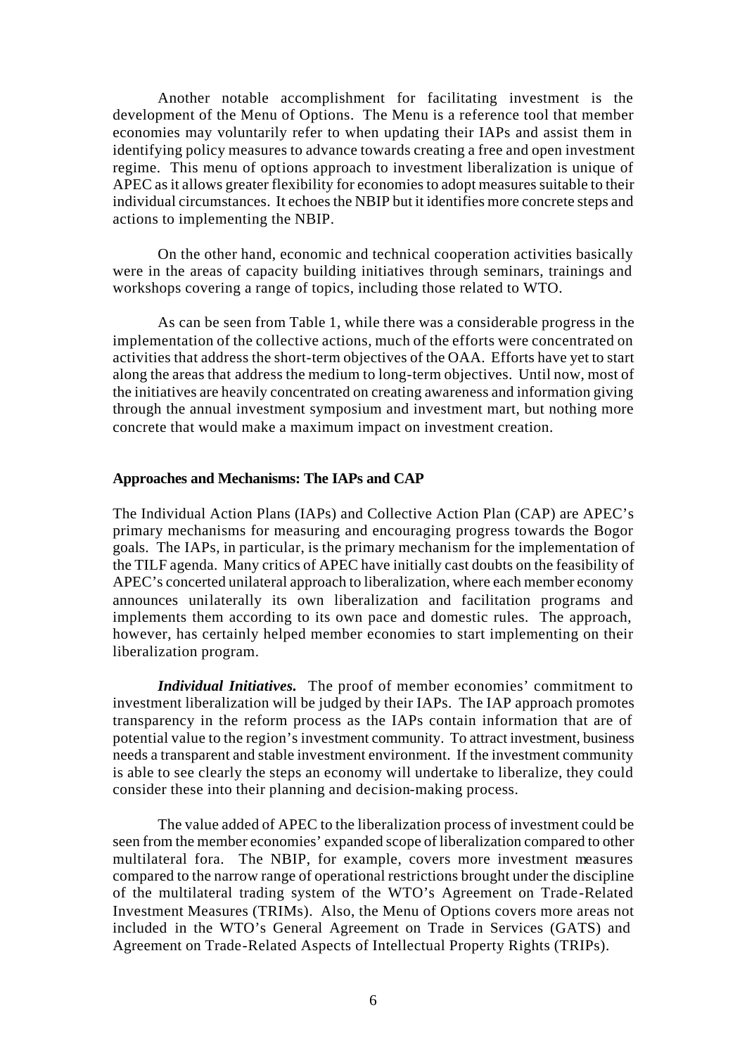Another notable accomplishment for facilitating investment is the development of the Menu of Options. The Menu is a reference tool that member economies may voluntarily refer to when updating their IAPs and assist them in identifying policy measures to advance towards creating a free and open investment regime. This menu of options approach to investment liberalization is unique of APEC as it allows greater flexibility for economies to adopt measures suitable to their individual circumstances. It echoes the NBIP but it identifies more concrete steps and actions to implementing the NBIP.

On the other hand, economic and technical cooperation activities basically were in the areas of capacity building initiatives through seminars, trainings and workshops covering a range of topics, including those related to WTO.

As can be seen from Table 1, while there was a considerable progress in the implementation of the collective actions, much of the efforts were concentrated on activities that address the short-term objectives of the OAA. Efforts have yet to start along the areas that address the medium to long-term objectives. Until now, most of the initiatives are heavily concentrated on creating awareness and information giving through the annual investment symposium and investment mart, but nothing more concrete that would make a maximum impact on investment creation.

**Approaches and Mechanisms: The IAPs and CAP**

The Individual Action Plans (IAPs) and Collective Action Plan (CAP) are APEC's primary mechanisms for measuring and encouraging progress towards the Bogor goals. The IAPs, in particular, is the primary mechanism for the implementation of the TILF agenda. Many critics of APEC have initially cast doubts on the feasibility of APEC's concerted unilateral approach to liberalization, where each member economy announces unilaterally its own liberalization and facilitation programs and implements them according to its own pace and domestic rules. The approach, however, has certainly helped member economies to start implementing on their liberalization program.

***Individual Initiatives.*** The proof of member economies' commitment to investment liberalization will be judged by their IAPs. The IAP approach promotes transparency in the reform process as the IAPs contain information that are of potential value to the region's investment community. To attract investment, business needs a transparent and stable investment environment. If the investment community is able to see clearly the steps an economy will undertake to liberalize, they could consider these into their planning and decision-making process.

The value added of APEC to the liberalization process of investment could be seen from the member economies' expanded scope of liberalization compared to other multilateral fora. The NBIP, for example, covers more investment measures compared to the narrow range of operational restrictions brought under the discipline of the multilateral trading system of the WTO's Agreement on Trade-Related Investment Measures (TRIMs). Also, the Menu of Options covers more areas not included in the WTO's General Agreement on Trade in Services (GATS) and Agreement on Trade-Related Aspects of Intellectual Property Rights (TRIPs).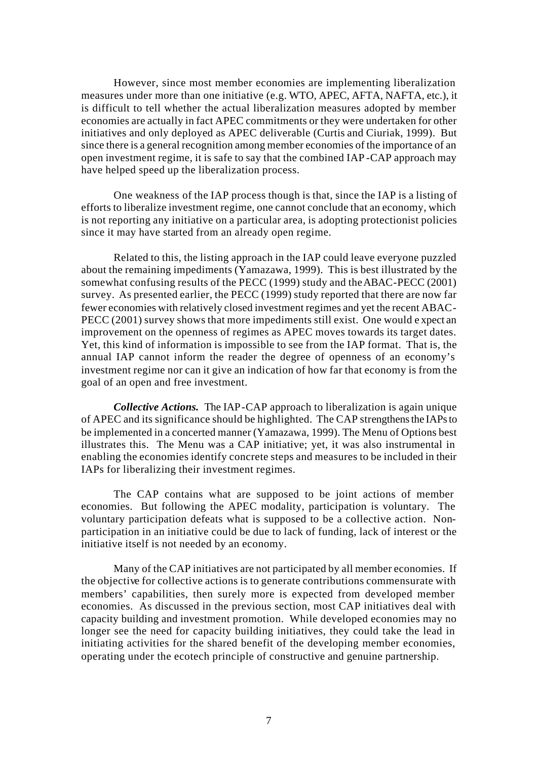However, since most member economies are implementing liberalization measures under more than one initiative (e.g. WTO, APEC, AFTA, NAFTA, etc.), it is difficult to tell whether the actual liberalization measures adopted by member economies are actually in fact APEC commitments or they were undertaken for other initiatives and only deployed as APEC deliverable (Curtis and Ciuriak, 1999). But since there is a general recognition among member economies of the importance of an open investment regime, it is safe to say that the combined IAP-CAP approach may have helped speed up the liberalization process.

One weakness of the IAP process though is that, since the IAP is a listing of efforts to liberalize investment regime, one cannot conclude that an economy, which is not reporting any initiative on a particular area, is adopting protectionist policies since it may have started from an already open regime.

Related to this, the listing approach in the IAP could leave everyone puzzled about the remaining impediments (Yamazawa, 1999). This is best illustrated by the somewhat confusing results of the PECC (1999) study and the ABAC-PECC (2001) survey. As presented earlier, the PECC (1999) study reported that there are now far fewer economies with relatively closed investment regimes and yet the recent ABAC-PECC (2001) survey shows that more impediments still exist. One would expect an improvement on the openness of regimes as APEC moves towards its target dates. Yet, this kind of information is impossible to see from the IAP format. That is, the annual IAP cannot inform the reader the degree of openness of an economy's investment regime nor can it give an indication of how far that economy is from the goal of an open and free investment.

***Collective Actions.*** The IAP-CAP approach to liberalization is again unique of APEC and its significance should be highlighted. The CAP strengthens the IAPs to be implemented in a concerted manner (Yamazawa, 1999). The Menu of Options best illustrates this. The Menu was a CAP initiative; yet, it was also instrumental in enabling the economies identify concrete steps and measures to be included in their IAPs for liberalizing their investment regimes.

The CAP contains what are supposed to be joint actions of member economies. But following the APEC modality, participation is voluntary. The voluntary participation defeats what is supposed to be a collective action. Non-participation in an initiative could be due to lack of funding, lack of interest or the initiative itself is not needed by an economy.

Many of the CAP initiatives are not participated by all member economies. If the objective for collective actions is to generate contributions commensurate with members' capabilities, then surely more is expected from developed member economies. As discussed in the previous section, most CAP initiatives deal with capacity building and investment promotion. While developed economies may no longer see the need for capacity building initiatives, they could take the lead in initiating activities for the shared benefit of the developing member economies, operating under the ecotech principle of constructive and genuine partnership.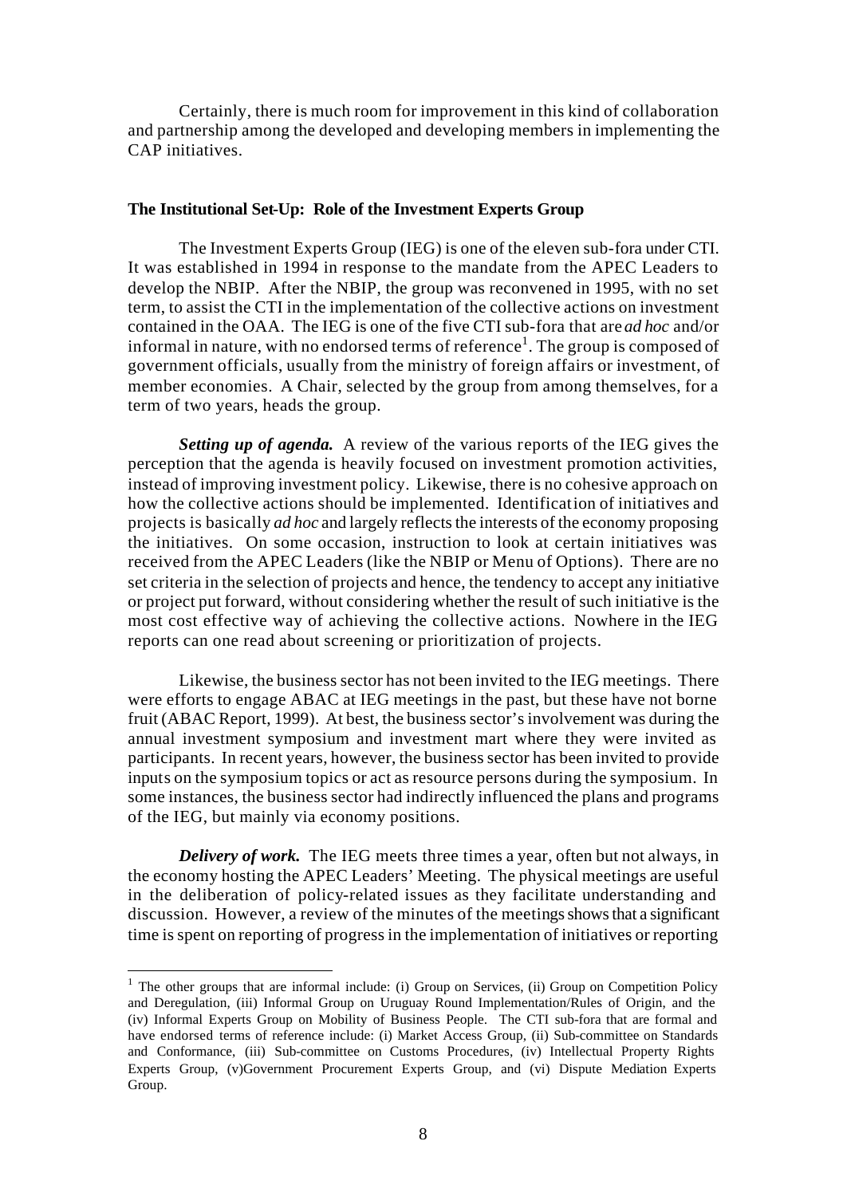Certainly, there is much room for improvement in this kind of collaboration and partnership among the developed and developing members in implementing the CAP initiatives.

### The Institutional Set-Up: Role of the Investment Experts Group

The Investment Experts Group (IEG) is one of the eleven sub-fora under CTI. It was established in 1994 in response to the mandate from the APEC Leaders to develop the NBIP. After the NBIP, the group was reconvened in 1995, with no set term, to assist the CTI in the implementation of the collective actions on investment contained in the OAA. The IEG is one of the five CTI sub-fora that are *ad hoc* and/or informal in nature, with no endorsed terms of reference[1]. The group is composed of government officials, usually from the ministry of foreign affairs or investment, of member economies. A Chair, selected by the group from among themselves, for a term of two years, heads the group.

***Setting up of agenda.*** A review of the various reports of the IEG gives the perception that the agenda is heavily focused on investment promotion activities, instead of improving investment policy. Likewise, there is no cohesive approach on how the collective actions should be implemented. Identification of initiatives and projects is basically *ad hoc* and largely reflects the interests of the economy proposing the initiatives. On some occasion, instruction to look at certain initiatives was received from the APEC Leaders (like the NBIP or Menu of Options). There are no set criteria in the selection of projects and hence, the tendency to accept any initiative or project put forward, without considering whether the result of such initiative is the most cost effective way of achieving the collective actions. Nowhere in the IEG reports can one read about screening or prioritization of projects.

Likewise, the business sector has not been invited to the IEG meetings. There were efforts to engage ABAC at IEG meetings in the past, but these have not borne fruit (ABAC Report, 1999). At best, the business sector's involvement was during the annual investment symposium and investment mart where they were invited as participants. In recent years, however, the business sector has been invited to provide inputs on the symposium topics or act as resource persons during the symposium. In some instances, the business sector had indirectly influenced the plans and programs of the IEG, but mainly via economy positions.

***Delivery of work.*** The IEG meets three times a year, often but not always, in the economy hosting the APEC Leaders' Meeting. The physical meetings are useful in the deliberation of policy-related issues as they facilitate understanding and discussion. However, a review of the minutes of the meetings shows that a significant time is spent on reporting of progress in the implementation of initiatives or reporting

---

[1] The other groups that are informal include: (i) Group on Services, (ii) Group on Competition Policy and Deregulation, (iii) Informal Group on Uruguay Round Implementation/Rules of Origin, and the (iv) Informal Experts Group on Mobility of Business People. The CTI sub-fora that are formal and have endorsed terms of reference include: (i) Market Access Group, (ii) Sub-committee on Standards and Conformance, (iii) Sub-committee on Customs Procedures, (iv) Intellectual Property Rights Experts Group, (v)Government Procurement Experts Group, and (vi) Dispute Mediation Experts Group.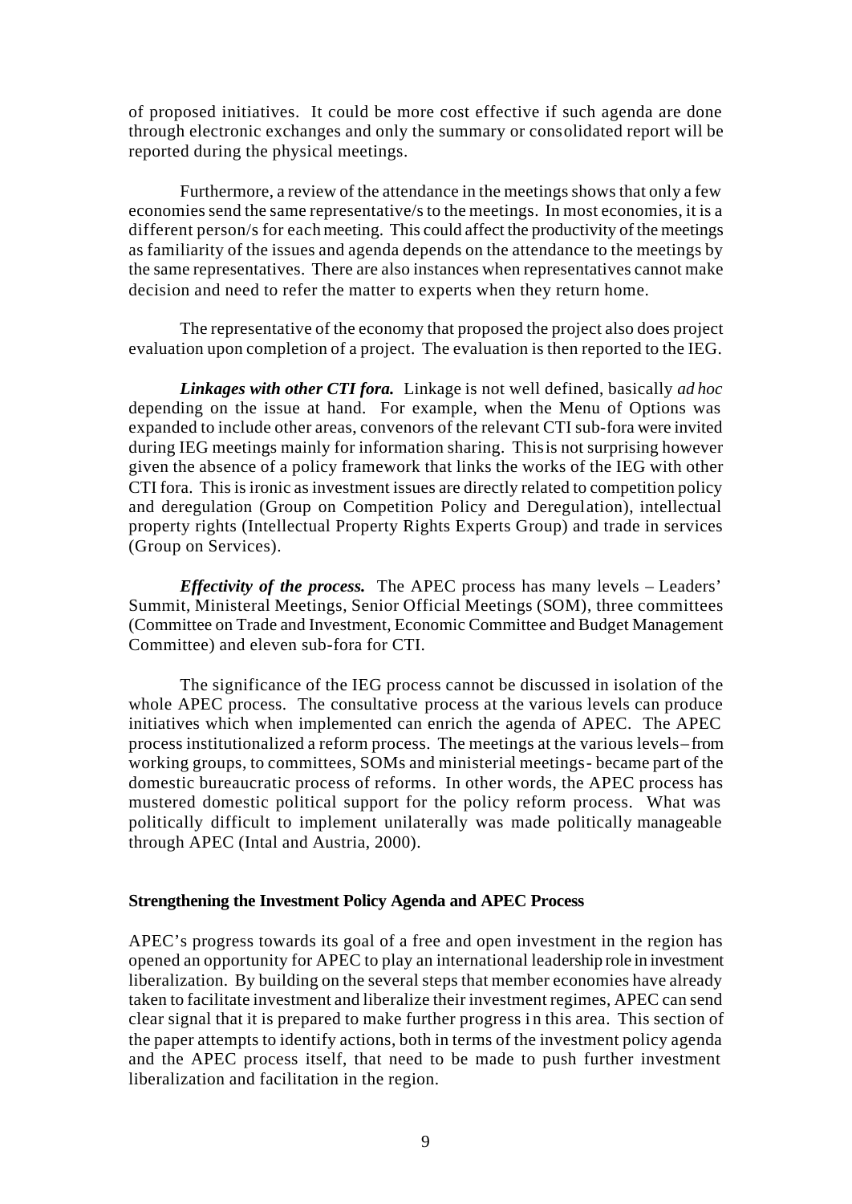of proposed initiatives. It could be more cost effective if such agenda are done through electronic exchanges and only the summary or consolidated report will be reported during the physical meetings.

Furthermore, a review of the attendance in the meetings shows that only a few economies send the same representative/s to the meetings. In most economies, it is a different person/s for each meeting. This could affect the productivity of the meetings as familiarity of the issues and agenda depends on the attendance to the meetings by the same representatives. There are also instances when representatives cannot make decision and need to refer the matter to experts when they return home.

The representative of the economy that proposed the project also does project evaluation upon completion of a project. The evaluation is then reported to the IEG.

***Linkages with other CTI fora.*** Linkage is not well defined, basically *ad hoc* depending on the issue at hand. For example, when the Menu of Options was expanded to include other areas, convenors of the relevant CTI sub-fora were invited during IEG meetings mainly for information sharing. This is not surprising however given the absence of a policy framework that links the works of the IEG with other CTI fora. This is ironic as investment issues are directly related to competition policy and deregulation (Group on Competition Policy and Deregulation), intellectual property rights (Intellectual Property Rights Experts Group) and trade in services (Group on Services).

***Effectivity of the process.*** The APEC process has many levels – Leaders' Summit, Ministeral Meetings, Senior Official Meetings (SOM), three committees (Committee on Trade and Investment, Economic Committee and Budget Management Committee) and eleven sub-fora for CTI.

The significance of the IEG process cannot be discussed in isolation of the whole APEC process. The consultative process at the various levels can produce initiatives which when implemented can enrich the agenda of APEC. The APEC process institutionalized a reform process. The meetings at the various levels – from working groups, to committees, SOMs and ministerial meetings - became part of the domestic bureaucratic process of reforms. In other words, the APEC process has mustered domestic political support for the policy reform process. What was politically difficult to implement unilaterally was made politically manageable through APEC (Intal and Austria, 2000).

**Strengthening the Investment Policy Agenda and APEC Process**

APEC's progress towards its goal of a free and open investment in the region has opened an opportunity for APEC to play an international leadership role in investment liberalization. By building on the several steps that member economies have already taken to facilitate investment and liberalize their investment regimes, APEC can send clear signal that it is prepared to make further progress in this area. This section of the paper attempts to identify actions, both in terms of the investment policy agenda and the APEC process itself, that need to be made to push further investment liberalization and facilitation in the region.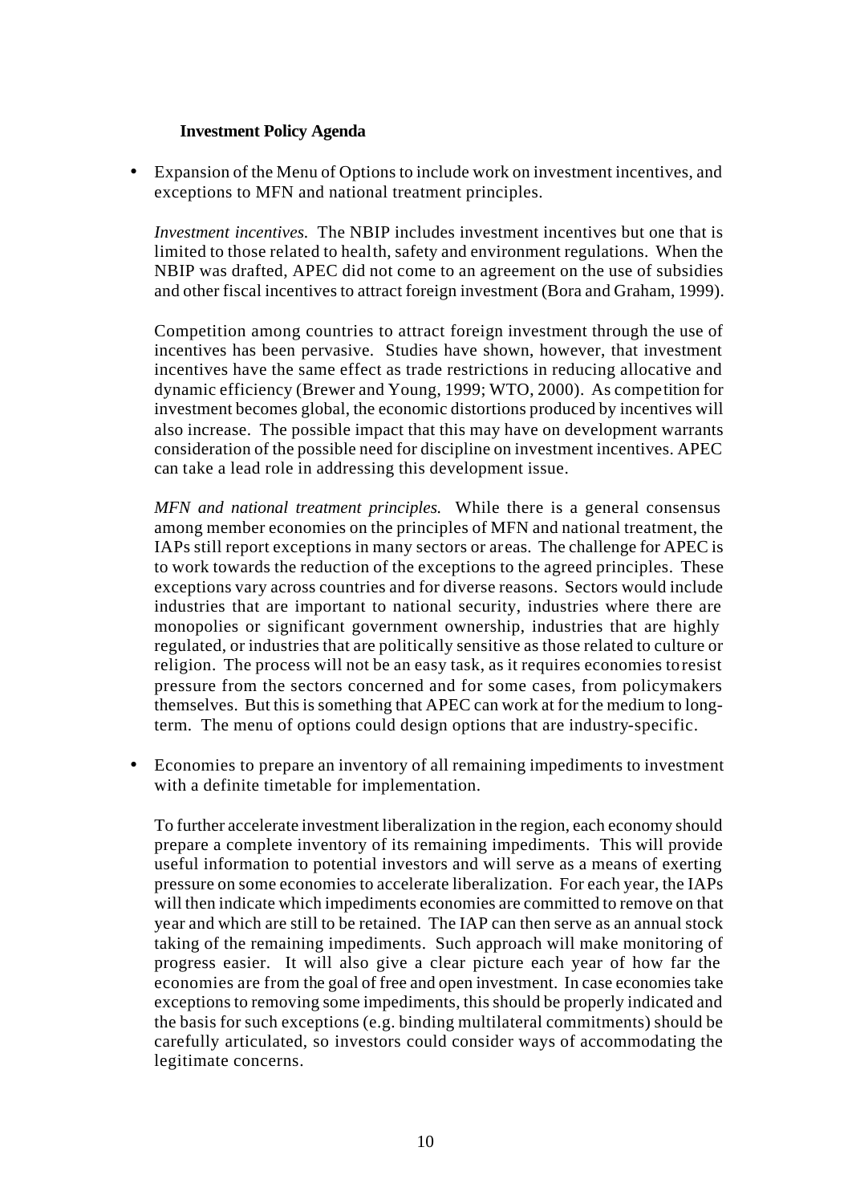**Investment Policy Agenda**

- Expansion of the Menu of Options to include work on investment incentives, and exceptions to MFN and national treatment principles.

  *Investment incentives.* The NBIP includes investment incentives but one that is limited to those related to health, safety and environment regulations. When the NBIP was drafted, APEC did not come to an agreement on the use of subsidies and other fiscal incentives to attract foreign investment (Bora and Graham, 1999).

  Competition among countries to attract foreign investment through the use of incentives has been pervasive. Studies have shown, however, that investment incentives have the same effect as trade restrictions in reducing allocative and dynamic efficiency (Brewer and Young, 1999; WTO, 2000). As competition for investment becomes global, the economic distortions produced by incentives will also increase. The possible impact that this may have on development warrants consideration of the possible need for discipline on investment incentives. APEC can take a lead role in addressing this development issue.

  *MFN and national treatment principles.* While there is a general consensus among member economies on the principles of MFN and national treatment, the IAPs still report exceptions in many sectors or areas. The challenge for APEC is to work towards the reduction of the exceptions to the agreed principles. These exceptions vary across countries and for diverse reasons. Sectors would include industries that are important to national security, industries where there are monopolies or significant government ownership, industries that are highly regulated, or industries that are politically sensitive as those related to culture or religion. The process will not be an easy task, as it requires economies to resist pressure from the sectors concerned and for some cases, from policymakers themselves. But this is something that APEC can work at for the medium to long-term. The menu of options could design options that are industry-specific.

- Economies to prepare an inventory of all remaining impediments to investment with a definite timetable for implementation.

  To further accelerate investment liberalization in the region, each economy should prepare a complete inventory of its remaining impediments. This will provide useful information to potential investors and will serve as a means of exerting pressure on some economies to accelerate liberalization. For each year, the IAPs will then indicate which impediments economies are committed to remove on that year and which are still to be retained. The IAP can then serve as an annual stock taking of the remaining impediments. Such approach will make monitoring of progress easier. It will also give a clear picture each year of how far the economies are from the goal of free and open investment. In case economies take exceptions to removing some impediments, this should be properly indicated and the basis for such exceptions (e.g. binding multilateral commitments) should be carefully articulated, so investors could consider ways of accommodating the legitimate concerns.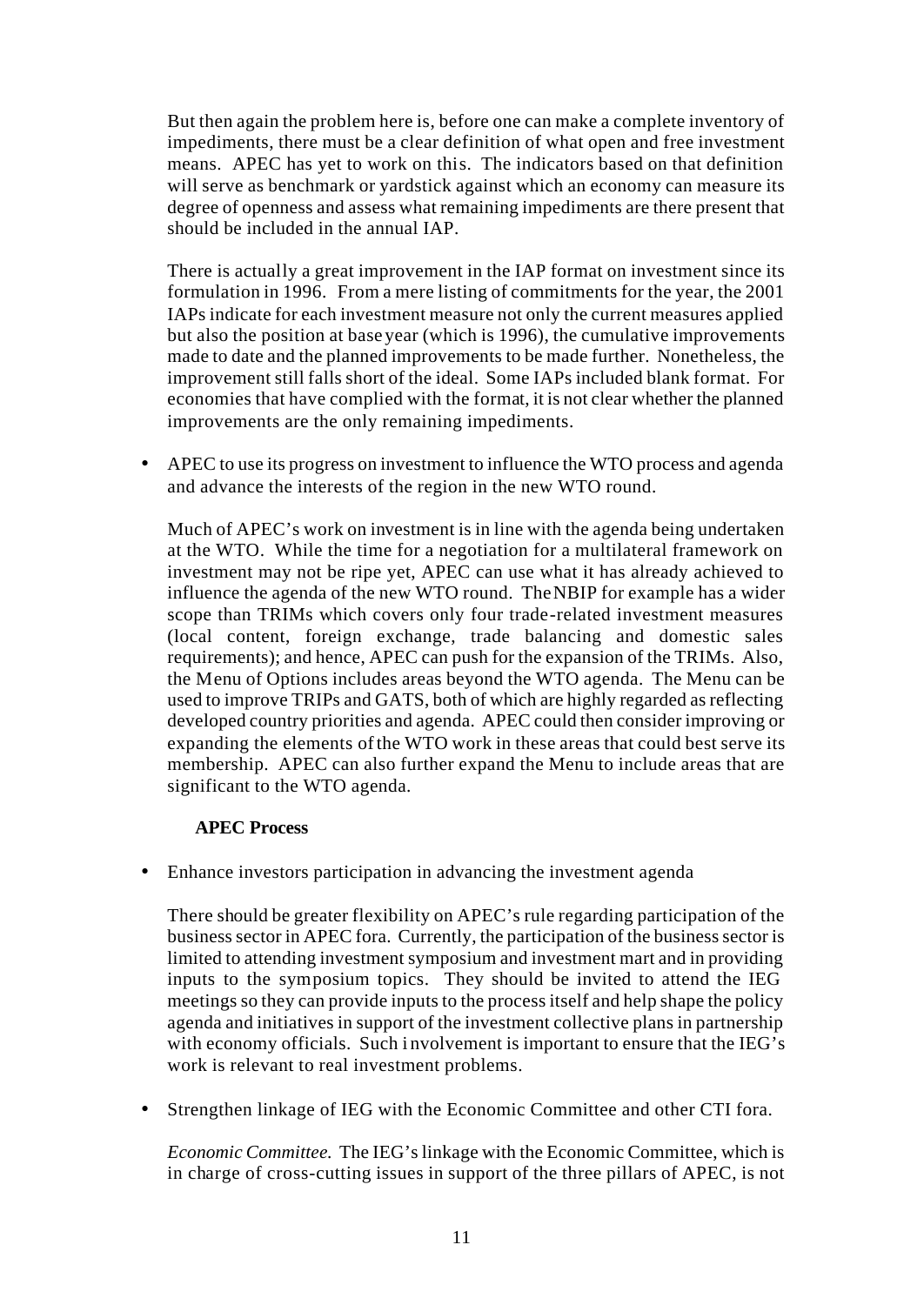But then again the problem here is, before one can make a complete inventory of impediments, there must be a clear definition of what open and free investment means. APEC has yet to work on this. The indicators based on that definition will serve as benchmark or yardstick against which an economy can measure its degree of openness and assess what remaining impediments are there present that should be included in the annual IAP.

There is actually a great improvement in the IAP format on investment since its formulation in 1996. From a mere listing of commitments for the year, the 2001 IAPs indicate for each investment measure not only the current measures applied but also the position at base year (which is 1996), the cumulative improvements made to date and the planned improvements to be made further. Nonetheless, the improvement still falls short of the ideal. Some IAPs included blank format. For economies that have complied with the format, it is not clear whether the planned improvements are the only remaining impediments.

- APEC to use its progress on investment to influence the WTO process and agenda and advance the interests of the region in the new WTO round.

Much of APEC's work on investment is in line with the agenda being undertaken at the WTO. While the time for a negotiation for a multilateral framework on investment may not be ripe yet, APEC can use what it has already achieved to influence the agenda of the new WTO round. The NBIP for example has a wider scope than TRIMs which covers only four trade-related investment measures (local content, foreign exchange, trade balancing and domestic sales requirements); and hence, APEC can push for the expansion of the TRIMs. Also, the Menu of Options includes areas beyond the WTO agenda. The Menu can be used to improve TRIPs and GATS, both of which are highly regarded as reflecting developed country priorities and agenda. APEC could then consider improving or expanding the elements of the WTO work in these areas that could best serve its membership. APEC can also further expand the Menu to include areas that are significant to the WTO agenda.

**APEC Process**

- Enhance investors participation in advancing the investment agenda

There should be greater flexibility on APEC's rule regarding participation of the business sector in APEC fora. Currently, the participation of the business sector is limited to attending investment symposium and investment mart and in providing inputs to the symposium topics. They should be invited to attend the IEG meetings so they can provide inputs to the process itself and help shape the policy agenda and initiatives in support of the investment collective plans in partnership with economy officials. Such involvement is important to ensure that the IEG's work is relevant to real investment problems.

- Strengthen linkage of IEG with the Economic Committee and other CTI fora.

*Economic Committee.* The IEG's linkage with the Economic Committee, which is in charge of cross-cutting issues in support of the three pillars of APEC, is not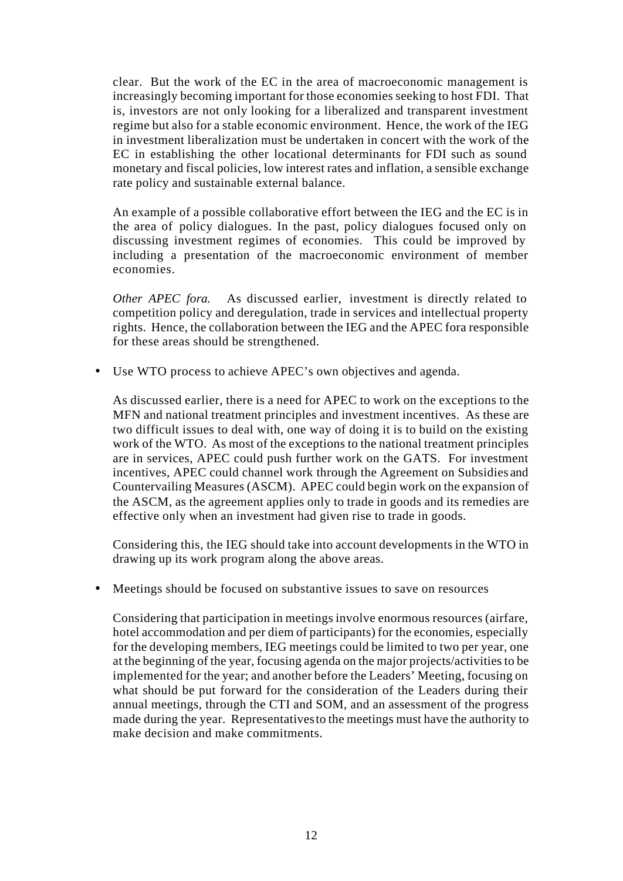clear. But the work of the EC in the area of macroeconomic management is increasingly becoming important for those economies seeking to host FDI. That is, investors are not only looking for a liberalized and transparent investment regime but also for a stable economic environment. Hence, the work of the IEG in investment liberalization must be undertaken in concert with the work of the EC in establishing the other locational determinants for FDI such as sound monetary and fiscal policies, low interest rates and inflation, a sensible exchange rate policy and sustainable external balance.

An example of a possible collaborative effort between the IEG and the EC is in the area of policy dialogues. In the past, policy dialogues focused only on discussing investment regimes of economies. This could be improved by including a presentation of the macroeconomic environment of member economies.

*Other APEC fora.* As discussed earlier, investment is directly related to competition policy and deregulation, trade in services and intellectual property rights. Hence, the collaboration between the IEG and the APEC fora responsible for these areas should be strengthened.

- Use WTO process to achieve APEC's own objectives and agenda.

  As discussed earlier, there is a need for APEC to work on the exceptions to the MFN and national treatment principles and investment incentives. As these are two difficult issues to deal with, one way of doing it is to build on the existing work of the WTO. As most of the exceptions to the national treatment principles are in services, APEC could push further work on the GATS. For investment incentives, APEC could channel work through the Agreement on Subsidies and Countervailing Measures (ASCM). APEC could begin work on the expansion of the ASCM, as the agreement applies only to trade in goods and its remedies are effective only when an investment had given rise to trade in goods.

  Considering this, the IEG should take into account developments in the WTO in drawing up its work program along the above areas.

- Meetings should be focused on substantive issues to save on resources

  Considering that participation in meetings involve enormous resources (airfare, hotel accommodation and per diem of participants) for the economies, especially for the developing members, IEG meetings could be limited to two per year, one at the beginning of the year, focusing agenda on the major projects/activities to be implemented for the year; and another before the Leaders' Meeting, focusing on what should be put forward for the consideration of the Leaders during their annual meetings, through the CTI and SOM, and an assessment of the progress made during the year. Representatives to the meetings must have the authority to make decision and make commitments.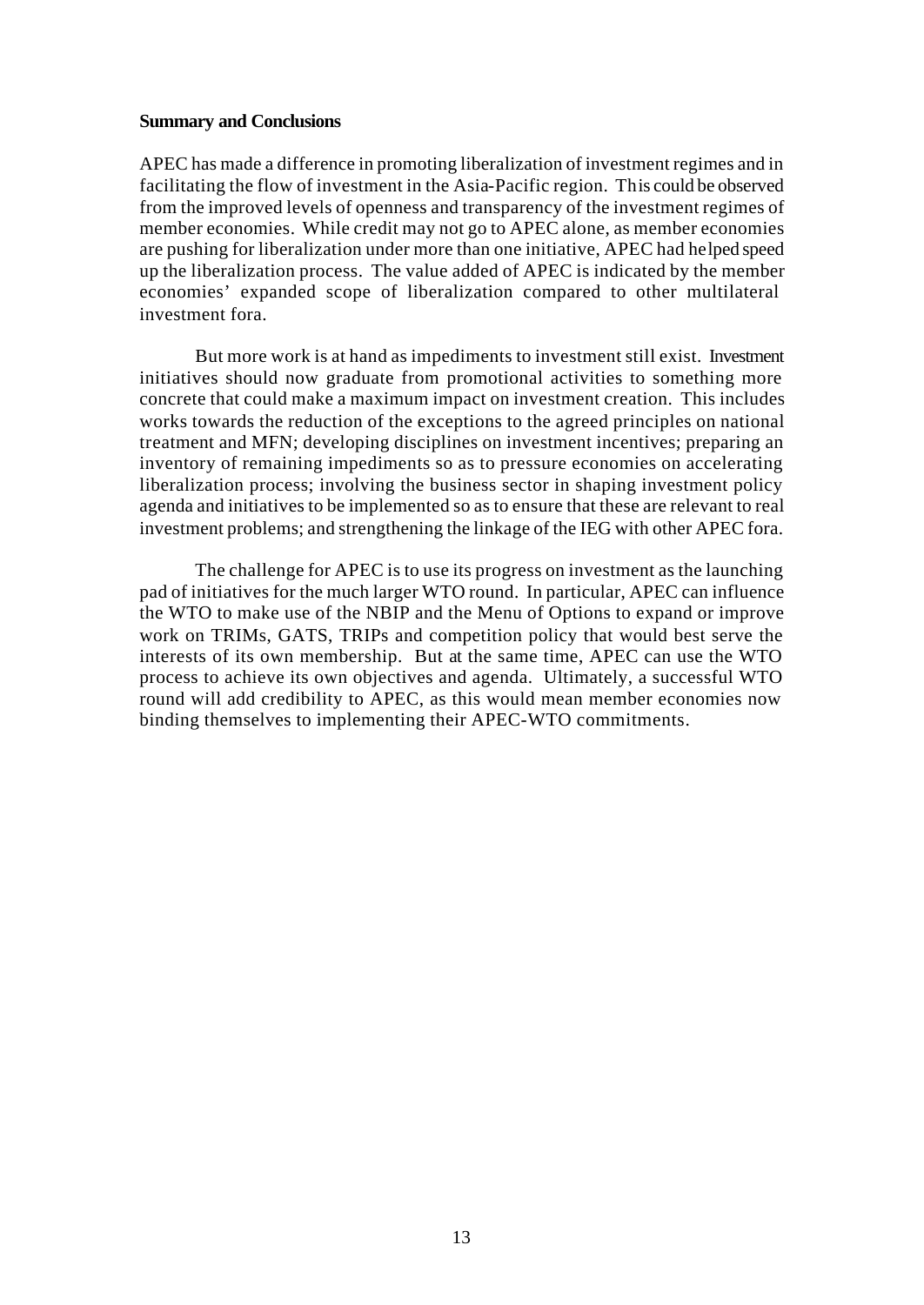**Summary and Conclusions**

APEC has made a difference in promoting liberalization of investment regimes and in facilitating the flow of investment in the Asia-Pacific region. This could be observed from the improved levels of openness and transparency of the investment regimes of member economies. While credit may not go to APEC alone, as member economies are pushing for liberalization under more than one initiative, APEC had helped speed up the liberalization process. The value added of APEC is indicated by the member economies' expanded scope of liberalization compared to other multilateral investment fora.

But more work is at hand as impediments to investment still exist. Investment initiatives should now graduate from promotional activities to something more concrete that could make a maximum impact on investment creation. This includes works towards the reduction of the exceptions to the agreed principles on national treatment and MFN; developing disciplines on investment incentives; preparing an inventory of remaining impediments so as to pressure economies on accelerating liberalization process; involving the business sector in shaping investment policy agenda and initiatives to be implemented so as to ensure that these are relevant to real investment problems; and strengthening the linkage of the IEG with other APEC fora.

The challenge for APEC is to use its progress on investment as the launching pad of initiatives for the much larger WTO round. In particular, APEC can influence the WTO to make use of the NBIP and the Menu of Options to expand or improve work on TRIMs, GATS, TRIPs and competition policy that would best serve the interests of its own membership. But at the same time, APEC can use the WTO process to achieve its own objectives and agenda. Ultimately, a successful WTO round will add credibility to APEC, as this would mean member economies now binding themselves to implementing their APEC-WTO commitments.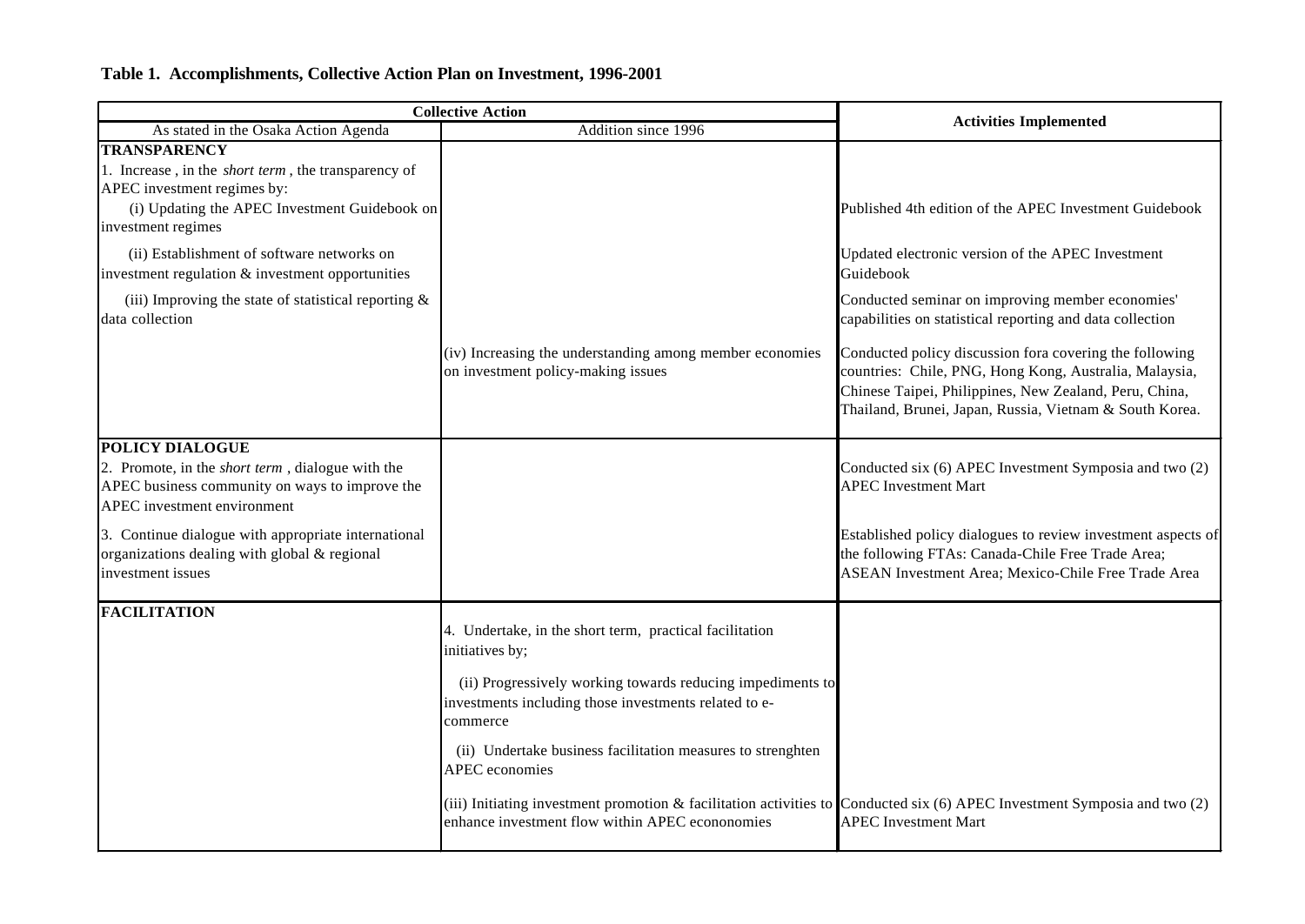**Table 1. Accomplishments, Collective Action Plan on Investment, 1996-2001**

| Collective Action | | Activities Implemented |
|---|---|---|
| As stated in the Osaka Action Agenda | Addition since 1996 | |
| **TRANSPARENCY** | | |
| 1. Increase , in the *short term* , the transparency of APEC investment regimes by: | | |
| (i) Updating the APEC Investment Guidebook on investment regimes | | Published 4th edition of the APEC Investment Guidebook |
| (ii) Establishment of software networks on investment regulation & investment opportunities | | Updated electronic version of the APEC Investment Guidebook |
| (iii) Improving the state of statistical reporting & data collection | | Conducted seminar on improving member economies' capabilities on statistical reporting and data collection |
| | (iv) Increasing the understanding among member economies on investment policy-making issues | Conducted policy discussion fora covering the following countries: Chile, PNG, Hong Kong, Australia, Malaysia, Chinese Taipei, Philippines, New Zealand, Peru, China, Thailand, Brunei, Japan, Russia, Vietnam & South Korea. |
| **POLICY DIALOGUE** | | |
| 2. Promote, in the *short term* , dialogue with the APEC business community on ways to improve the APEC investment environment | | Conducted six (6) APEC Investment Symposia and two (2) APEC Investment Mart |
| 3. Continue dialogue with appropriate international organizations dealing with global & regional investment issues | | Established policy dialogues to review investment aspects of the following FTAs: Canada-Chile Free Trade Area; ASEAN Investment Area; Mexico-Chile Free Trade Area |
| **FACILITATION** | | |
| | 4. Undertake, in the short term, practical facilitation initiatives by; | |
| | (ii) Progressively working towards reducing impediments to investments including those investments related to e-commerce | |
| | (ii) Undertake business facilitation measures to strenghten APEC economies | |
| | (iii) Initiating investment promotion & facilitation activities to enhance investment flow within APEC econonomies | Conducted six (6) APEC Investment Symposia and two (2) APEC Investment Mart |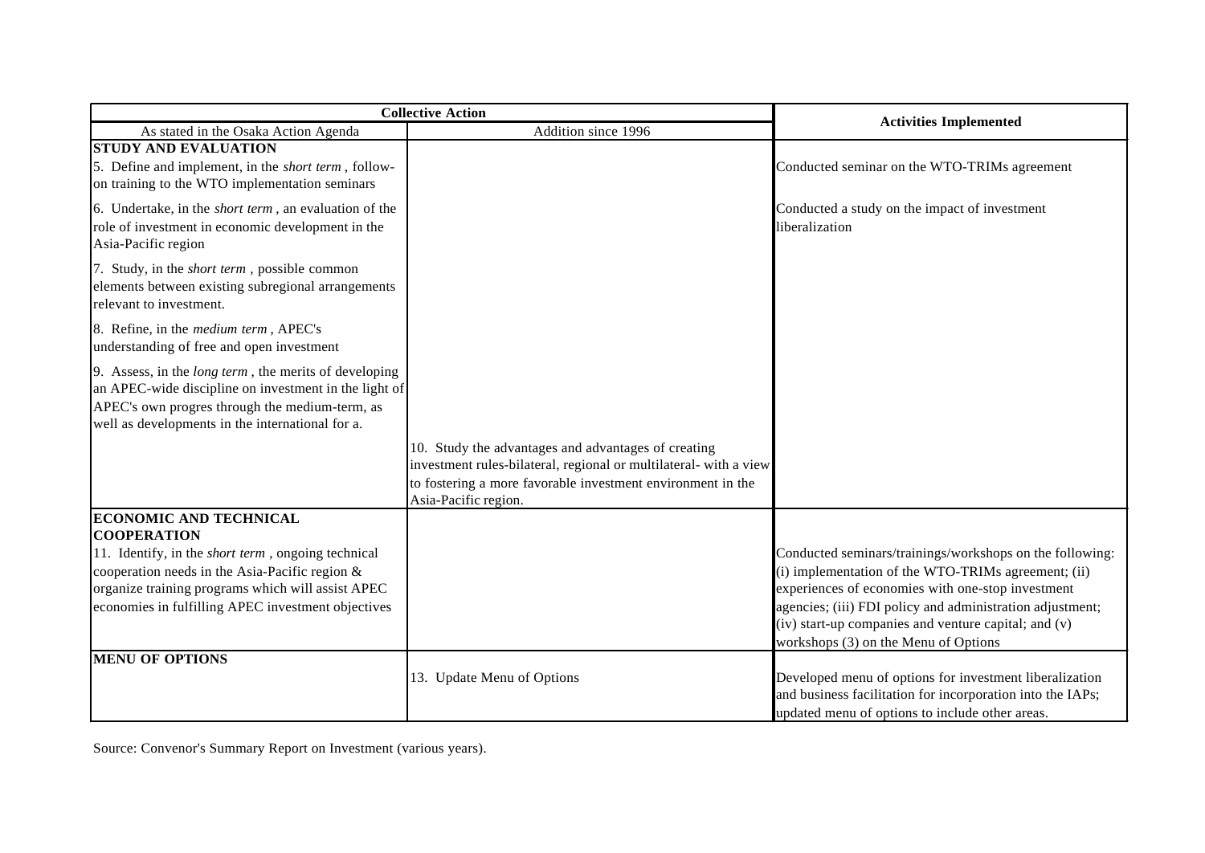| Collective Action | | Activities Implemented |
|---|---|---|
| As stated in the Osaka Action Agenda | Addition since 1996 | |
| **STUDY AND EVALUATION** | | |
| 5. Define and implement, in the *short term* , follow-on training to the WTO implementation seminars | | Conducted seminar on the WTO-TRIMs agreement |
| 6. Undertake, in the *short term* , an evaluation of the role of investment in economic development in the Asia-Pacific region | | Conducted a study on the impact of investment liberalization |
| 7. Study, in the *short term* , possible common elements between existing subregional arrangements relevant to investment. | | |
| 8. Refine, in the *medium term* , APEC's understanding of free and open investment | | |
| 9. Assess, in the *long term* , the merits of developing an APEC-wide discipline on investment in the light of APEC's own progres through the medium-term, as well as developments in the international for a. | | |
| | 10. Study the advantages and advantages of creating investment rules-bilateral, regional or multilateral- with a view to fostering a more favorable investment environment in the Asia-Pacific region. | |
| **ECONOMIC AND TECHNICAL COOPERATION** | | |
| 11. Identify, in the *short term* , ongoing technical cooperation needs in the Asia-Pacific region & organize training programs which will assist APEC economies in fulfilling APEC investment objectives | | Conducted seminars/trainings/workshops on the following: (i) implementation of the WTO-TRIMs agreement; (ii) experiences of economies with one-stop investment agencies; (iii) FDI policy and administration adjustment; (iv) start-up companies and venture capital; and (v) workshops (3) on the Menu of Options |
| **MENU OF OPTIONS** | | |
| | 13. Update Menu of Options | Developed menu of options for investment liberalization and business facilitation for incorporation into the IAPs; updated menu of options to include other areas. |

Source: Convenor's Summary Report on Investment (various years).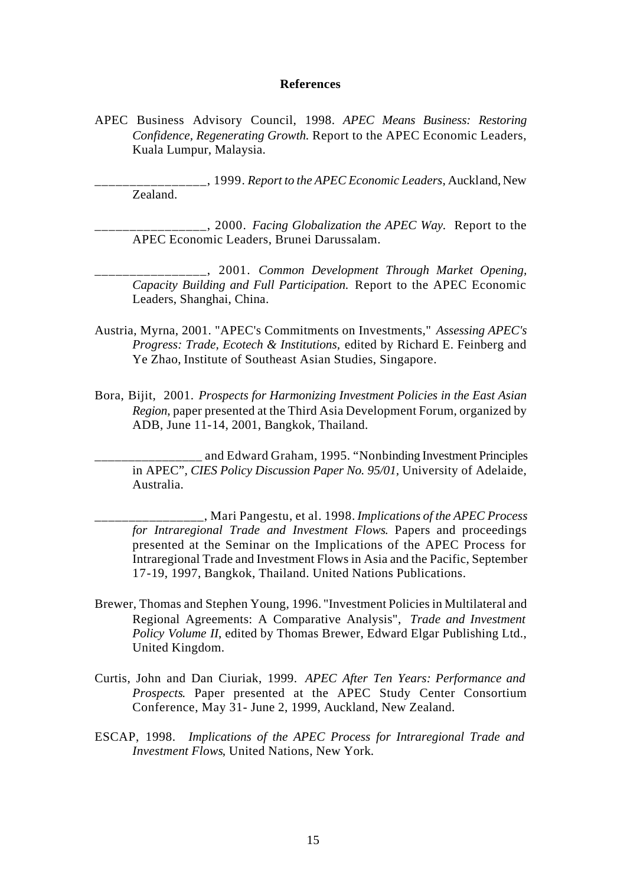**References**

APEC Business Advisory Council, 1998. *APEC Means Business: Restoring Confidence, Regenerating Growth.* Report to the APEC Economic Leaders, Kuala Lumpur, Malaysia.

________________, 1999. *Report to the APEC Economic Leaders*, Auckland, New Zealand.

________________, 2000. *Facing Globalization the APEC Way.* Report to the APEC Economic Leaders, Brunei Darussalam.

________________, 2001. *Common Development Through Market Opening, Capacity Building and Full Participation.* Report to the APEC Economic Leaders, Shanghai, China.

Austria, Myrna, 2001. "APEC's Commitments on Investments," *Assessing APEC's Progress: Trade, Ecotech & Institutions,* edited by Richard E. Feinberg and Ye Zhao, Institute of Southeast Asian Studies, Singapore.

Bora, Bijit, 2001. *Prospects for Harmonizing Investment Policies in the East Asian Region*, paper presented at the Third Asia Development Forum, organized by ADB, June 11-14, 2001, Bangkok, Thailand.

________________ and Edward Graham, 1995. "Nonbinding Investment Principles in APEC", *CIES Policy Discussion Paper No. 95/01*, University of Adelaide, Australia.

________________, Mari Pangestu, et al. 1998. *Implications of the APEC Process for Intraregional Trade and Investment Flows.* Papers and proceedings presented at the Seminar on the Implications of the APEC Process for Intraregional Trade and Investment Flows in Asia and the Pacific, September 17-19, 1997, Bangkok, Thailand. United Nations Publications.

Brewer, Thomas and Stephen Young, 1996. "Investment Policies in Multilateral and Regional Agreements: A Comparative Analysis", *Trade and Investment Policy Volume II*, edited by Thomas Brewer, Edward Elgar Publishing Ltd., United Kingdom.

Curtis, John and Dan Ciuriak, 1999. *APEC After Ten Years: Performance and Prospects.* Paper presented at the APEC Study Center Consortium Conference, May 31- June 2, 1999, Auckland, New Zealand.

ESCAP, 1998. *Implications of the APEC Process for Intraregional Trade and Investment Flows*, United Nations, New York.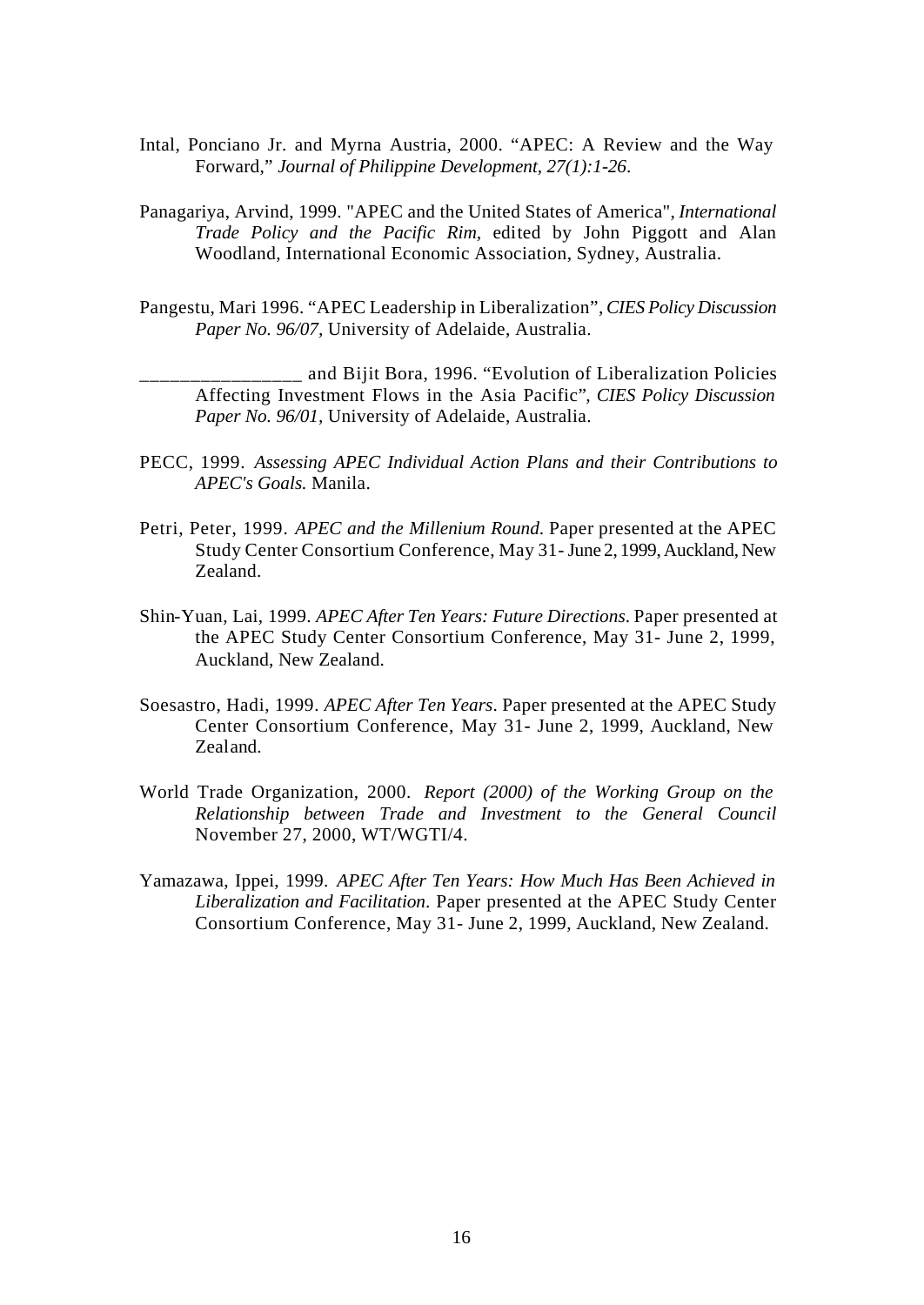Intal, Ponciano Jr. and Myrna Austria, 2000. "APEC: A Review and the Way Forward," *Journal of Philippine Development, 27(1):1-26*.

Panagariya, Arvind, 1999. "APEC and the United States of America", *International Trade Policy and the Pacific Rim,* edited by John Piggott and Alan Woodland, International Economic Association, Sydney, Australia.

Pangestu, Mari 1996. "APEC Leadership in Liberalization", *CIES Policy Discussion Paper No. 96/07,* University of Adelaide, Australia.

________________ and Bijit Bora, 1996. "Evolution of Liberalization Policies Affecting Investment Flows in the Asia Pacific", *CIES Policy Discussion Paper No. 96/01,* University of Adelaide, Australia.

PECC, 1999. *Assessing APEC Individual Action Plans and their Contributions to APEC's Goals.* Manila.

Petri, Peter, 1999. *APEC and the Millenium Round.* Paper presented at the APEC Study Center Consortium Conference, May 31- June 2, 1999, Auckland, New Zealand.

Shin-Yuan, Lai, 1999. *APEC After Ten Years: Future Directions.* Paper presented at the APEC Study Center Consortium Conference, May 31- June 2, 1999, Auckland, New Zealand.

Soesastro, Hadi, 1999. *APEC After Ten Years*. Paper presented at the APEC Study Center Consortium Conference, May 31- June 2, 1999, Auckland, New Zealand.

World Trade Organization, 2000. *Report (2000) of the Working Group on the Relationship between Trade and Investment to the General Council* November 27, 2000, WT/WGTI/4.

Yamazawa, Ippei, 1999. *APEC After Ten Years: How Much Has Been Achieved in Liberalization and Facilitation.* Paper presented at the APEC Study Center Consortium Conference, May 31- June 2, 1999, Auckland, New Zealand.